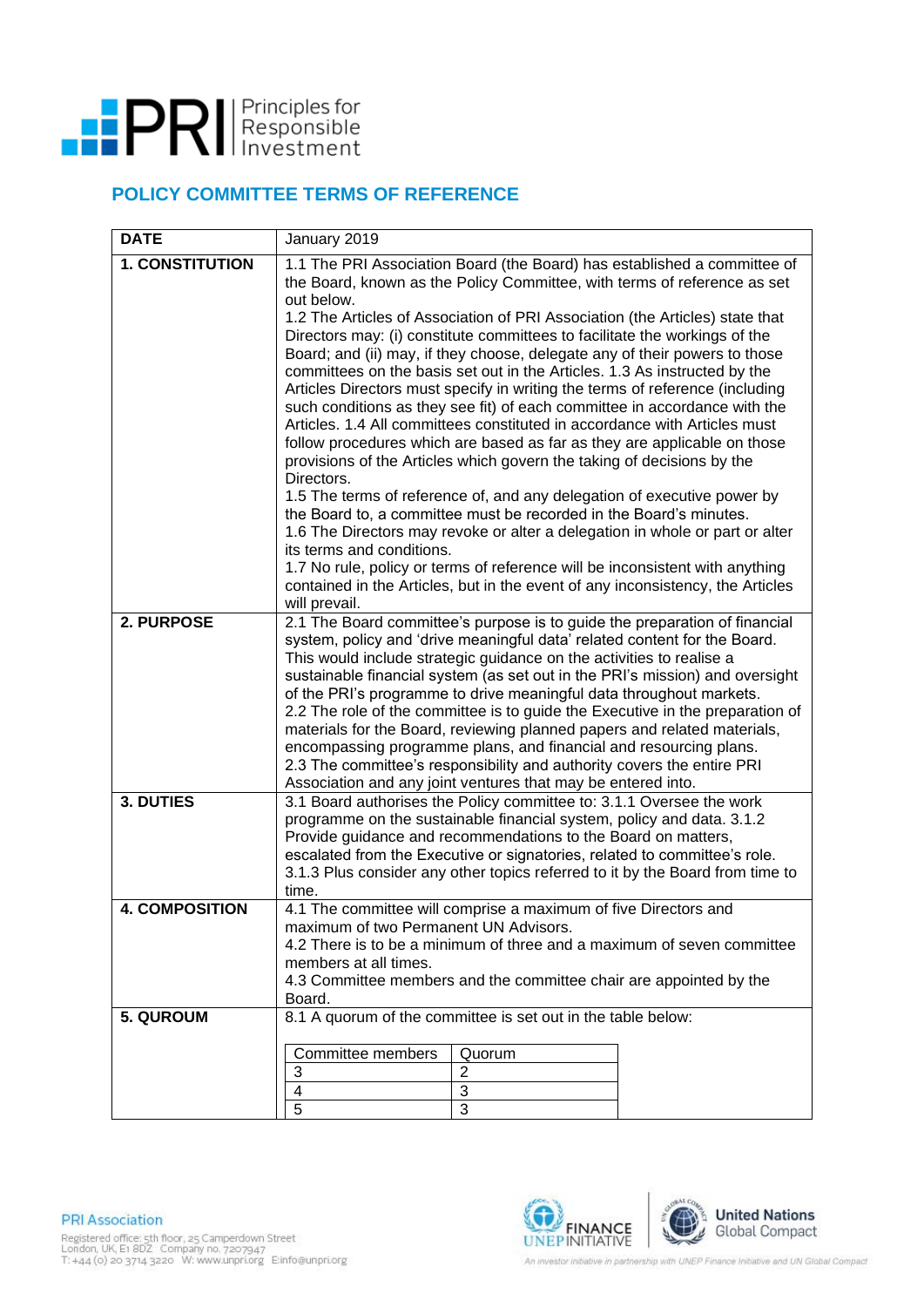## POLICY COMMITTEE TERMS OF REFERENCE

| | |
|---|---|
| **DATE** | January 2019 |
| **1. CONSTITUTION** | 1.1 The PRI Association Board (the Board) has established a committee of the Board, known as the Policy Committee, with terms of reference as set out below.<br>1.2 The Articles of Association of PRI Association (the Articles) state that Directors may: (i) constitute committees to facilitate the workings of the Board; and (ii) may, if they choose, delegate any of their powers to those committees on the basis set out in the Articles. 1.3 As instructed by the Articles Directors must specify in writing the terms of reference (including such conditions as they see fit) of each committee in accordance with the Articles. 1.4 All committees constituted in accordance with Articles must follow procedures which are based as far as they are applicable on those provisions of the Articles which govern the taking of decisions by the Directors.<br>1.5 The terms of reference of, and any delegation of executive power by the Board to, a committee must be recorded in the Board's minutes.<br>1.6 The Directors may revoke or alter a delegation in whole or part or alter its terms and conditions.<br>1.7 No rule, policy or terms of reference will be inconsistent with anything contained in the Articles, but in the event of any inconsistency, the Articles will prevail. |
| **2. PURPOSE** | 2.1 The Board committee's purpose is to guide the preparation of financial system, policy and 'drive meaningful data' related content for the Board. This would include strategic guidance on the activities to realise a sustainable financial system (as set out in the PRI's mission) and oversight of the PRI's programme to drive meaningful data throughout markets.<br>2.2 The role of the committee is to guide the Executive in the preparation of materials for the Board, reviewing planned papers and related materials, encompassing programme plans, and financial and resourcing plans.<br>2.3 The committee's responsibility and authority covers the entire PRI Association and any joint ventures that may be entered into. |
| **3. DUTIES** | 3.1 Board authorises the Policy committee to: 3.1.1 Oversee the work programme on the sustainable financial system, policy and data. 3.1.2 Provide guidance and recommendations to the Board on matters, escalated from the Executive or signatories, related to committee's role. 3.1.3 Plus consider any other topics referred to it by the Board from time to time. |
| **4. COMPOSITION** | 4.1 The committee will comprise a maximum of five Directors and maximum of two Permanent UN Advisors.<br>4.2 There is to be a minimum of three and a maximum of seven committee members at all times.<br>4.3 Committee members and the committee chair are appointed by the Board. |
| **5. QURORUM** | 8.1 A quorum of the committee is set out in the table below:<br><br>Committee members / Quorum<br>3 / 2<br>4 / 3<br>5 / 3 |

PRI Association

Registered office: 5th floor, 25 Camperdown Street London, UK, E1 8DZ Company no. 7207947
T: +44 (0) 20 3714 3220 W: www.unpri.org E:info@unpri.org

An investor initiative in partnership with UNEP Finance Initiative and UN Global Compact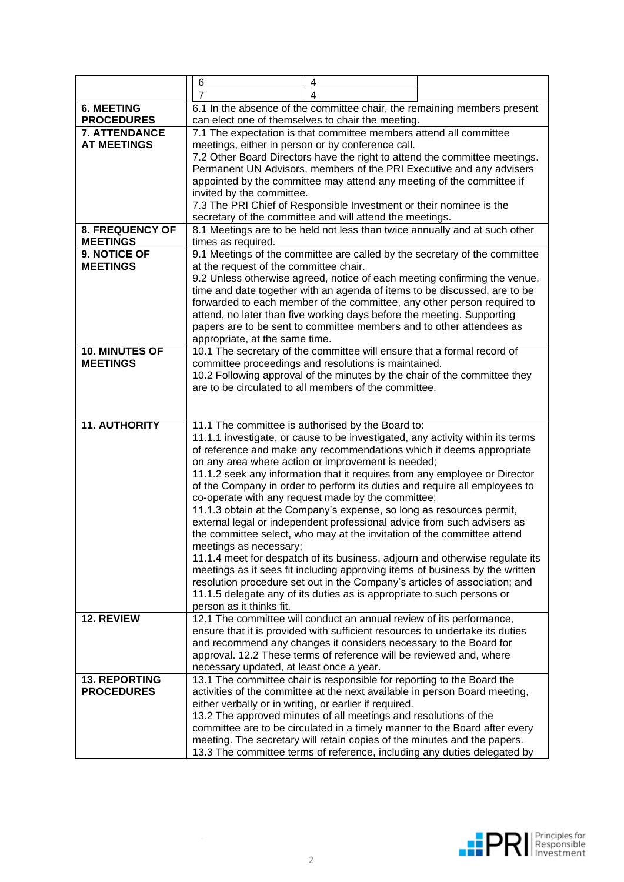| | | | |
|---|---|---|---|
| | 6 | 4 | |
| | 7 | 4 | |
| **6. MEETING PROCEDURES** | 6.1 In the absence of the committee chair, the remaining members present can elect one of themselves to chair the meeting. | | |
| **7. ATTENDANCE AT MEETINGS** | 7.1 The expectation is that committee members attend all committee meetings, either in person or by conference call.<br>7.2 Other Board Directors have the right to attend the committee meetings. Permanent UN Advisors, members of the PRI Executive and any advisers appointed by the committee may attend any meeting of the committee if invited by the committee.<br>7.3 The PRI Chief of Responsible Investment or their nominee is the secretary of the committee and will attend the meetings. | | |
| **8. FREQUENCY OF MEETINGS** | 8.1 Meetings are to be held not less than twice annually and at such other times as required. | | |
| **9. NOTICE OF MEETINGS** | 9.1 Meetings of the committee are called by the secretary of the committee at the request of the committee chair.<br>9.2 Unless otherwise agreed, notice of each meeting confirming the venue, time and date together with an agenda of items to be discussed, are to be forwarded to each member of the committee, any other person required to attend, no later than five working days before the meeting. Supporting papers are to be sent to committee members and to other attendees as appropriate, at the same time. | | |
| **10. MINUTES OF MEETINGS** | 10.1 The secretary of the committee will ensure that a formal record of committee proceedings and resolutions is maintained.<br>10.2 Following approval of the minutes by the chair of the committee they are to be circulated to all members of the committee. | | |
| **11. AUTHORITY** | 11.1 The committee is authorised by the Board to:<br>11.1.1 investigate, or cause to be investigated, any activity within its terms of reference and make any recommendations which it deems appropriate on any area where action or improvement is needed;<br>11.1.2 seek any information that it requires from any employee or Director of the Company in order to perform its duties and require all employees to co-operate with any request made by the committee;<br>11.1.3 obtain at the Company's expense, so long as resources permit, external legal or independent professional advice from such advisers as the committee select, who may at the invitation of the committee attend meetings as necessary;<br>11.1.4 meet for despatch of its business, adjourn and otherwise regulate its meetings as it sees fit including approving items of business by the written resolution procedure set out in the Company's articles of association; and<br>11.1.5 delegate any of its duties as is appropriate to such persons or person as it thinks fit. | | |
| **12. REVIEW** | 12.1 The committee will conduct an annual review of its performance, ensure that it is provided with sufficient resources to undertake its duties and recommend any changes it considers necessary to the Board for approval. 12.2 These terms of reference will be reviewed and, where necessary updated, at least once a year. | | |
| **13. REPORTING PROCEDURES** | 13.1 The committee chair is responsible for reporting to the Board the activities of the committee at the next available in person Board meeting, either verbally or in writing, or earlier if required.<br>13.2 The approved minutes of all meetings and resolutions of the committee are to be circulated in a timely manner to the Board after every meeting. The secretary will retain copies of the minutes and the papers.<br>13.3 The committee terms of reference, including any duties delegated by | | |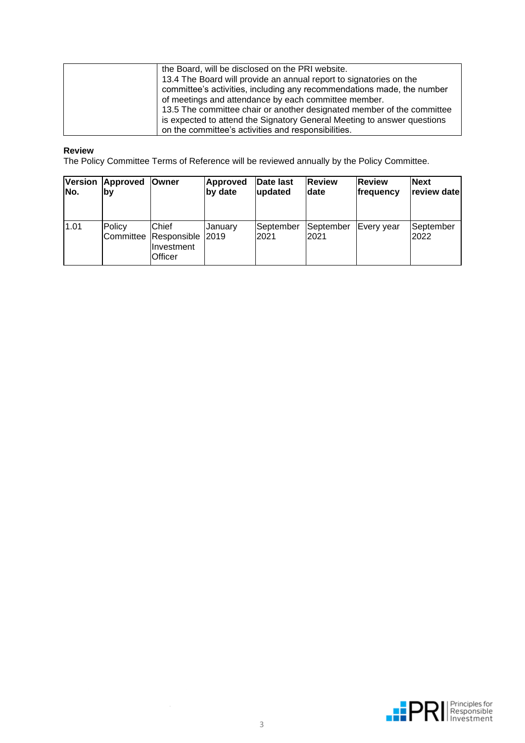| | |
|---|---|
| | the Board, will be disclosed on the PRI website.<br>13.4 The Board will provide an annual report to signatories on the committee's activities, including any recommendations made, the number of meetings and attendance by each committee member.<br>13.5 The committee chair or another designated member of the committee is expected to attend the Signatory General Meeting to answer questions on the committee's activities and responsibilities. |

**Review**

The Policy Committee Terms of Reference will be reviewed annually by the Policy Committee.

| Version No. | Approved by | Owner | Approved by date | Date last updated | Review date | Review frequency | Next review date |
|---|---|---|---|---|---|---|---|
| 1.01 | Policy Committee | Chief Responsible Investment Officer | January 2019 | September 2021 | September 2021 | Every year | September 2022 |